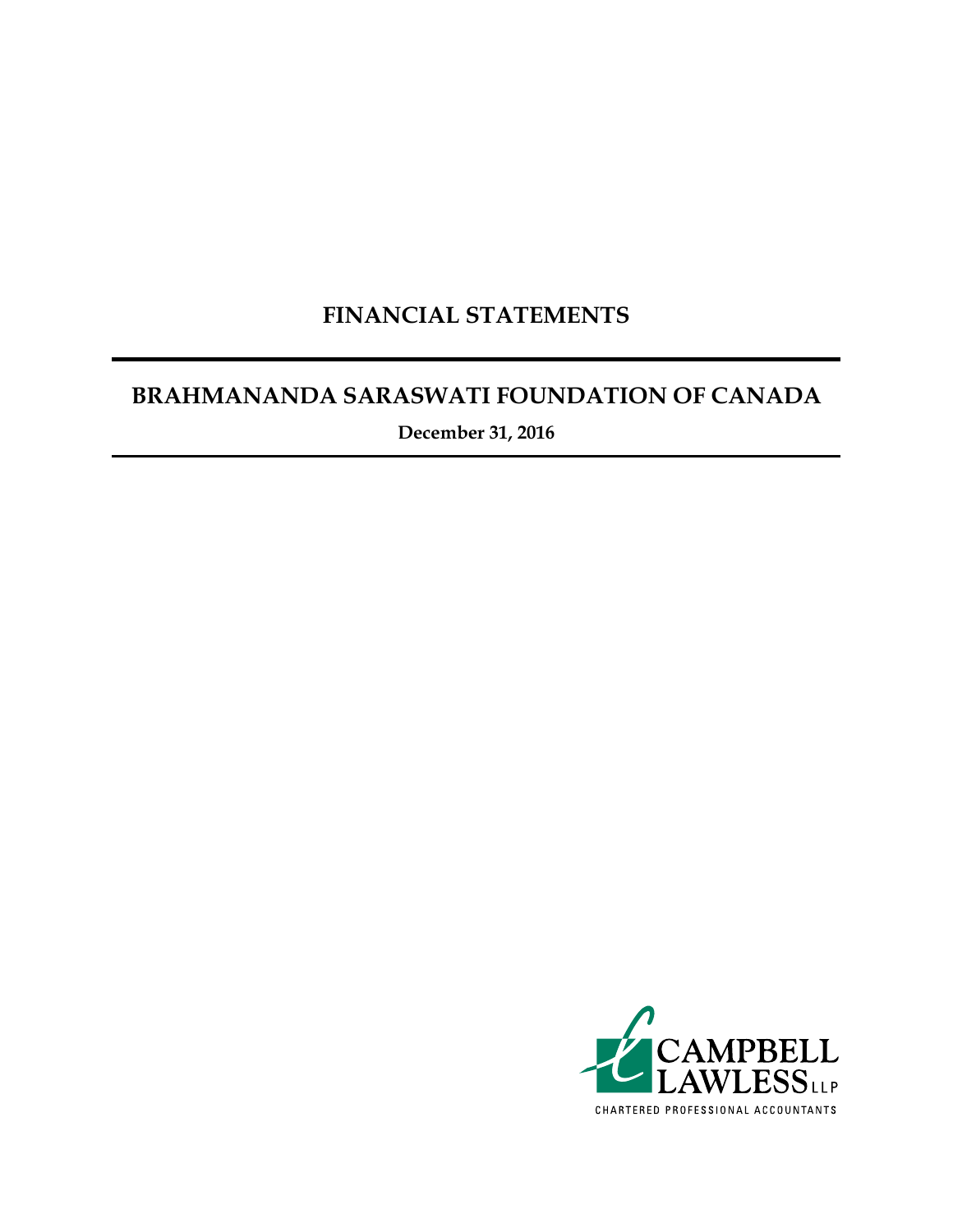# FINANCIAL STATEMENTS

## BRAHMANANDA SARASWATI FOUNDATION OF CANADA

**December 31, 2016**

CAMPBELL LAWLESS LLP

CHARTERED PROFESSIONAL ACCOUNTANTS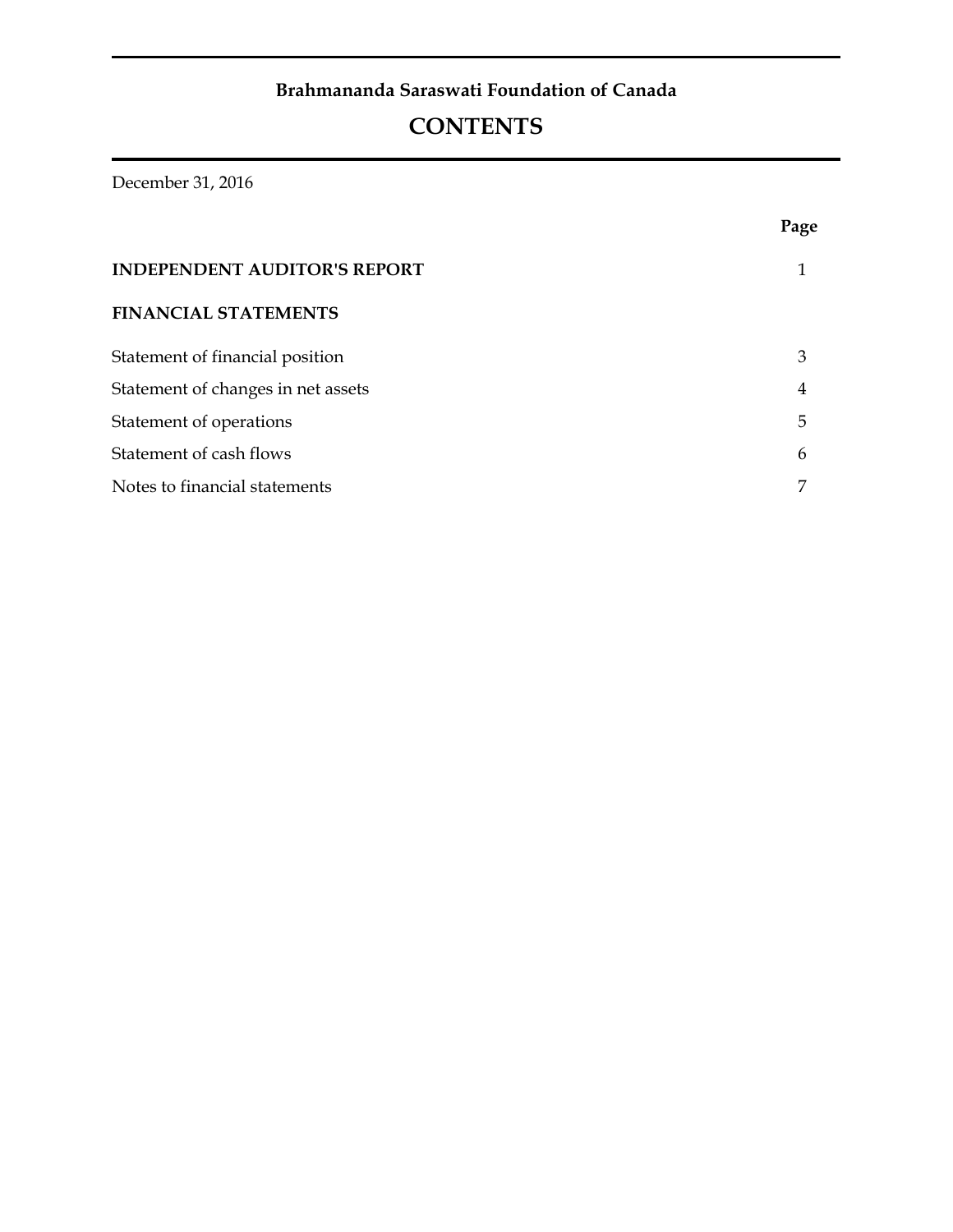**Brahmananda Saraswati Foundation of Canada**

# CONTENTS

December 31, 2016

| | Page |
|---|---|
| **INDEPENDENT AUDITOR'S REPORT** | 1 |
| **FINANCIAL STATEMENTS** | |
| Statement of financial position | 3 |
| Statement of changes in net assets | 4 |
| Statement of operations | 5 |
| Statement of cash flows | 6 |
| Notes to financial statements | 7 |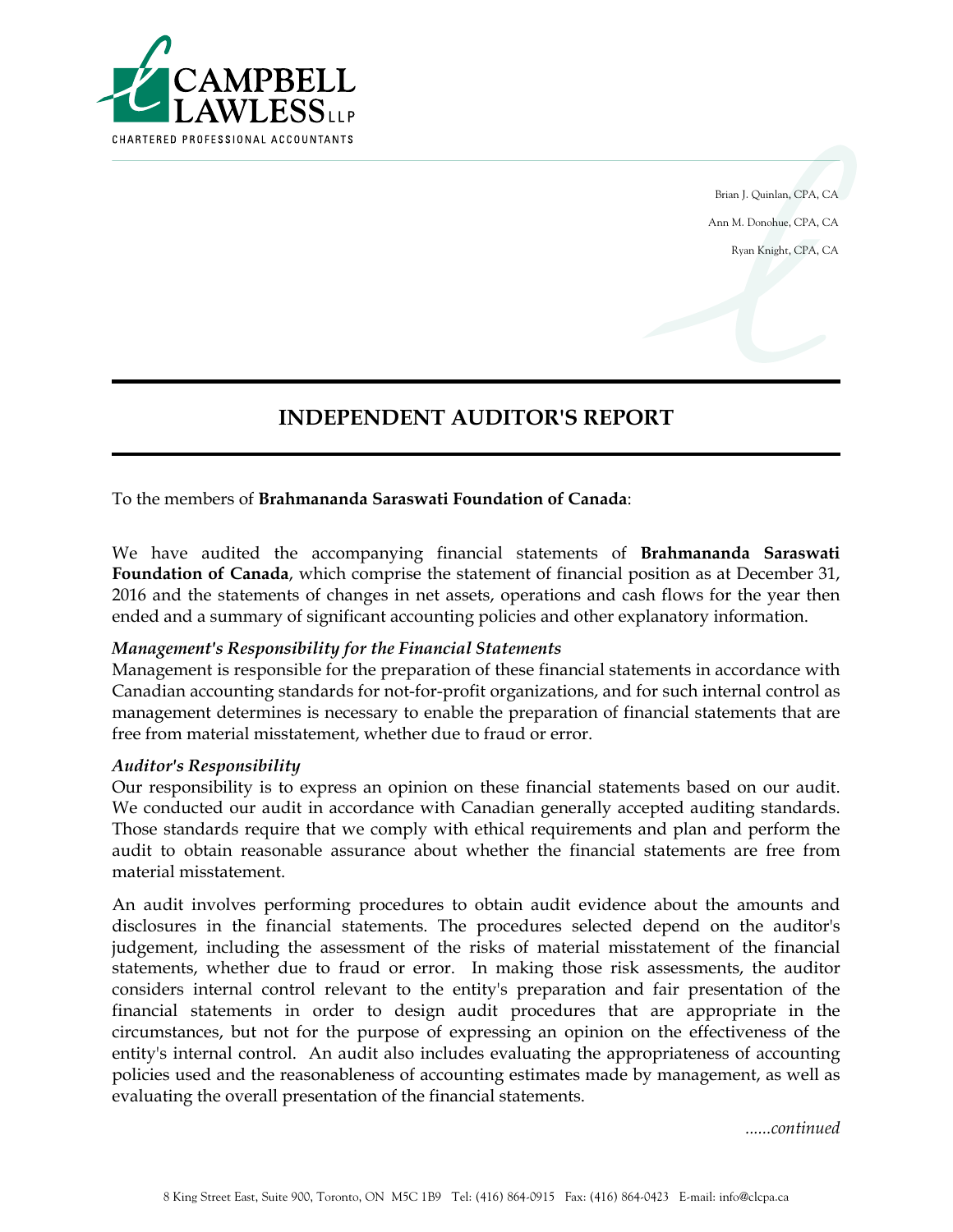CAMPBELL LAWLESS LLP
CHARTERED PROFESSIONAL ACCOUNTANTS

Brian J. Quinlan, CPA, CA
Ann M. Donohue, CPA, CA
Ryan Knight, CPA, CA

# INDEPENDENT AUDITOR'S REPORT

To the members of **Brahmananda Saraswati Foundation of Canada**:

We have audited the accompanying financial statements of **Brahmananda Saraswati Foundation of Canada**, which comprise the statement of financial position as at December 31, 2016 and the statements of changes in net assets, operations and cash flows for the year then ended and a summary of significant accounting policies and other explanatory information.

***Management's Responsibility for the Financial Statements***

Management is responsible for the preparation of these financial statements in accordance with Canadian accounting standards for not-for-profit organizations, and for such internal control as management determines is necessary to enable the preparation of financial statements that are free from material misstatement, whether due to fraud or error.

***Auditor's Responsibility***

Our responsibility is to express an opinion on these financial statements based on our audit. We conducted our audit in accordance with Canadian generally accepted auditing standards. Those standards require that we comply with ethical requirements and plan and perform the audit to obtain reasonable assurance about whether the financial statements are free from material misstatement.

An audit involves performing procedures to obtain audit evidence about the amounts and disclosures in the financial statements. The procedures selected depend on the auditor's judgement, including the assessment of the risks of material misstatement of the financial statements, whether due to fraud or error. In making those risk assessments, the auditor considers internal control relevant to the entity's preparation and fair presentation of the financial statements in order to design audit procedures that are appropriate in the circumstances, but not for the purpose of expressing an opinion on the effectiveness of the entity's internal control. An audit also includes evaluating the appropriateness of accounting policies used and the reasonableness of accounting estimates made by management, as well as evaluating the overall presentation of the financial statements.

*......continued*

8 King Street East, Suite 900, Toronto, ON M5C 1B9 Tel: (416) 864-0915 Fax: (416) 864-0423 E-mail: info@clcpa.ca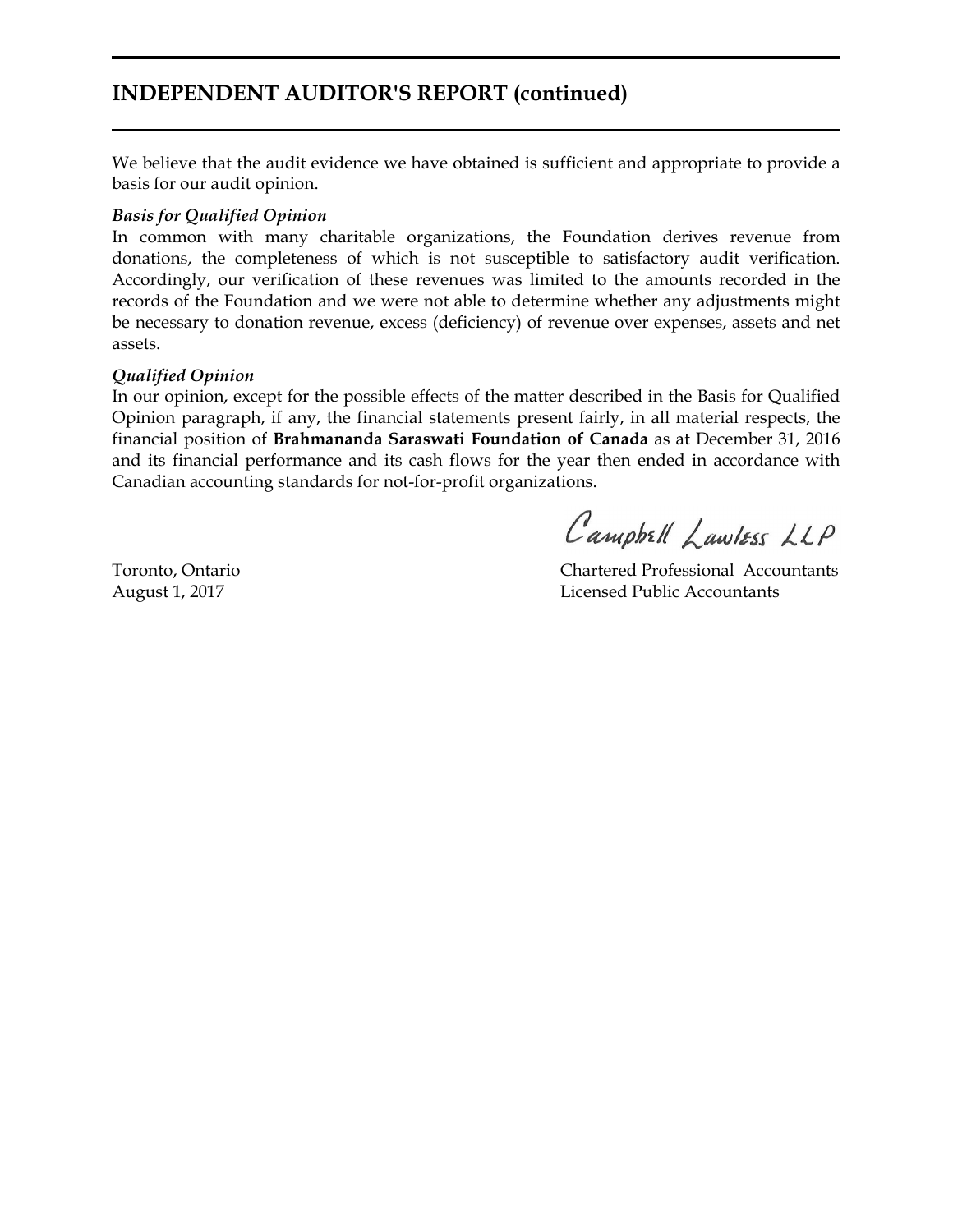## INDEPENDENT AUDITOR'S REPORT (continued)

We believe that the audit evidence we have obtained is sufficient and appropriate to provide a basis for our audit opinion.

***Basis for Qualified Opinion***

In common with many charitable organizations, the Foundation derives revenue from donations, the completeness of which is not susceptible to satisfactory audit verification. Accordingly, our verification of these revenues was limited to the amounts recorded in the records of the Foundation and we were not able to determine whether any adjustments might be necessary to donation revenue, excess (deficiency) of revenue over expenses, assets and net assets.

***Qualified Opinion***

In our opinion, except for the possible effects of the matter described in the Basis for Qualified Opinion paragraph, if any, the financial statements present fairly, in all material respects, the financial position of **Brahmananda Saraswati Foundation of Canada** as at December 31, 2016 and its financial performance and its cash flows for the year then ended in accordance with Canadian accounting standards for not-for-profit organizations.

Campbell Lawless LLP

Toronto, Ontario
August 1, 2017

Chartered Professional Accountants
Licensed Public Accountants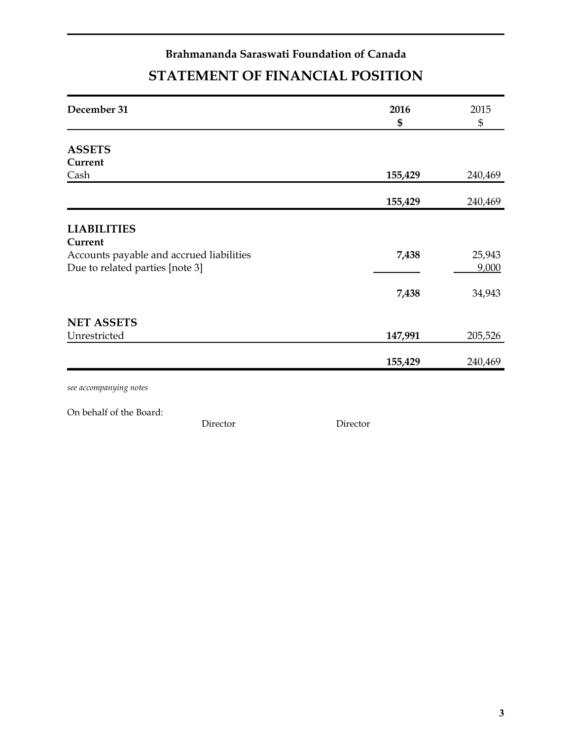**Brahmananda Saraswati Foundation of Canada**

# STATEMENT OF FINANCIAL POSITION

| December 31 | 2016<br>$ | 2015<br>$ |
|---|---|---|
| **ASSETS** | | |
| **Current** | | |
| Cash | **155,429** | 240,469 |
| | **155,429** | 240,469 |
| **LIABILITIES** | | |
| **Current** | | |
| Accounts payable and accrued liabilities | **7,438** | 25,943 |
| Due to related parties [note 3] | | 9,000 |
| | **7,438** | 34,943 |
| **NET ASSETS** | | |
| Unrestricted | **147,991** | 205,526 |
| | **155,429** | 240,469 |

*see accompanying notes*

On behalf of the Board:

Director Director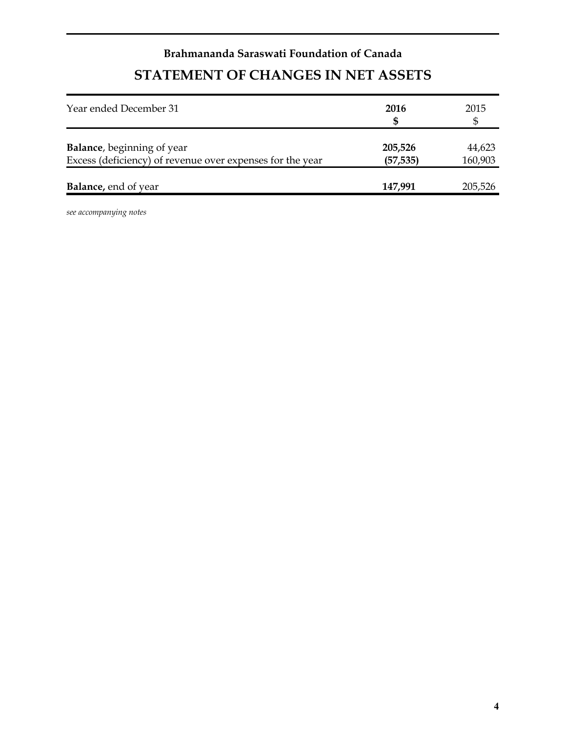**Brahmananda Saraswati Foundation of Canada**

# STATEMENT OF CHANGES IN NET ASSETS

| Year ended December 31 | **2016**<br>**$** | 2015<br>$ |
|---|---|---|
| **Balance**, beginning of year | **205,526** | 44,623 |
| Excess (deficiency) of revenue over expenses for the year | **(57,535)** | 160,903 |
| **Balance,** end of year | **147,991** | 205,526 |

*see accompanying notes*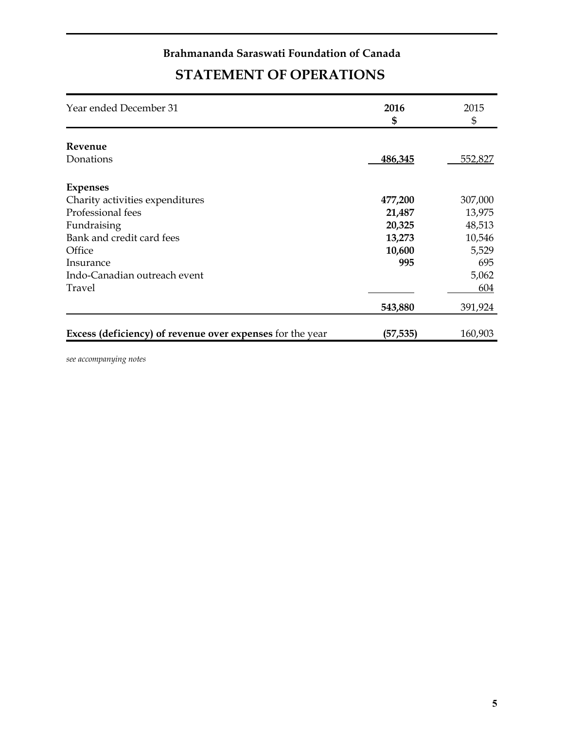**Brahmananda Saraswati Foundation of Canada**

# STATEMENT OF OPERATIONS

| Year ended December 31 | **2016** **$** | 2015 $ |
|---|---|---|
| **Revenue** | | |
| Donations | **486,345** | 552,827 |
| **Expenses** | | |
| Charity activities expenditures | **477,200** | 307,000 |
| Professional fees | **21,487** | 13,975 |
| Fundraising | **20,325** | 48,513 |
| Bank and credit card fees | **13,273** | 10,546 |
| Office | **10,600** | 5,529 |
| Insurance | **995** | 695 |
| Indo-Canadian outreach event | | 5,062 |
| Travel | | 604 |
| | **543,880** | 391,924 |
| **Excess (deficiency) of revenue over expenses** for the year | **(57,535)** | 160,903 |

*see accompanying notes*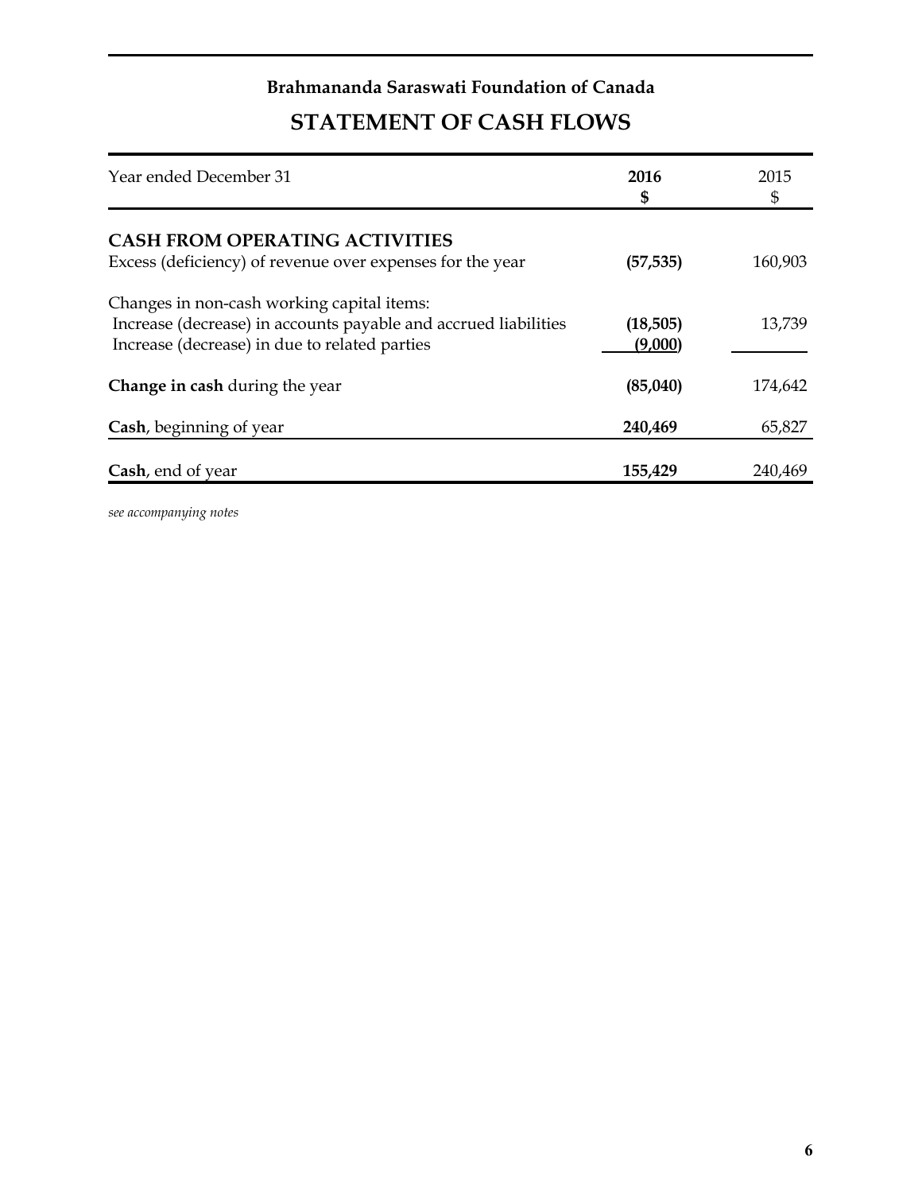**Brahmananda Saraswati Foundation of Canada**

# STATEMENT OF CASH FLOWS

| Year ended December 31 | **2016** **$** | 2015 $ |
|---|---|---|
| **CASH FROM OPERATING ACTIVITIES** | | |
| Excess (deficiency) of revenue over expenses for the year | **(57,535)** | 160,903 |
| Changes in non-cash working capital items: | | |
| Increase (decrease) in accounts payable and accrued liabilities | **(18,505)** | 13,739 |
| Increase (decrease) in due to related parties | **(9,000)** | |
| **Change in cash** during the year | **(85,040)** | 174,642 |
| **Cash**, beginning of year | **240,469** | 65,827 |
| **Cash**, end of year | **155,429** | 240,469 |

*see accompanying notes*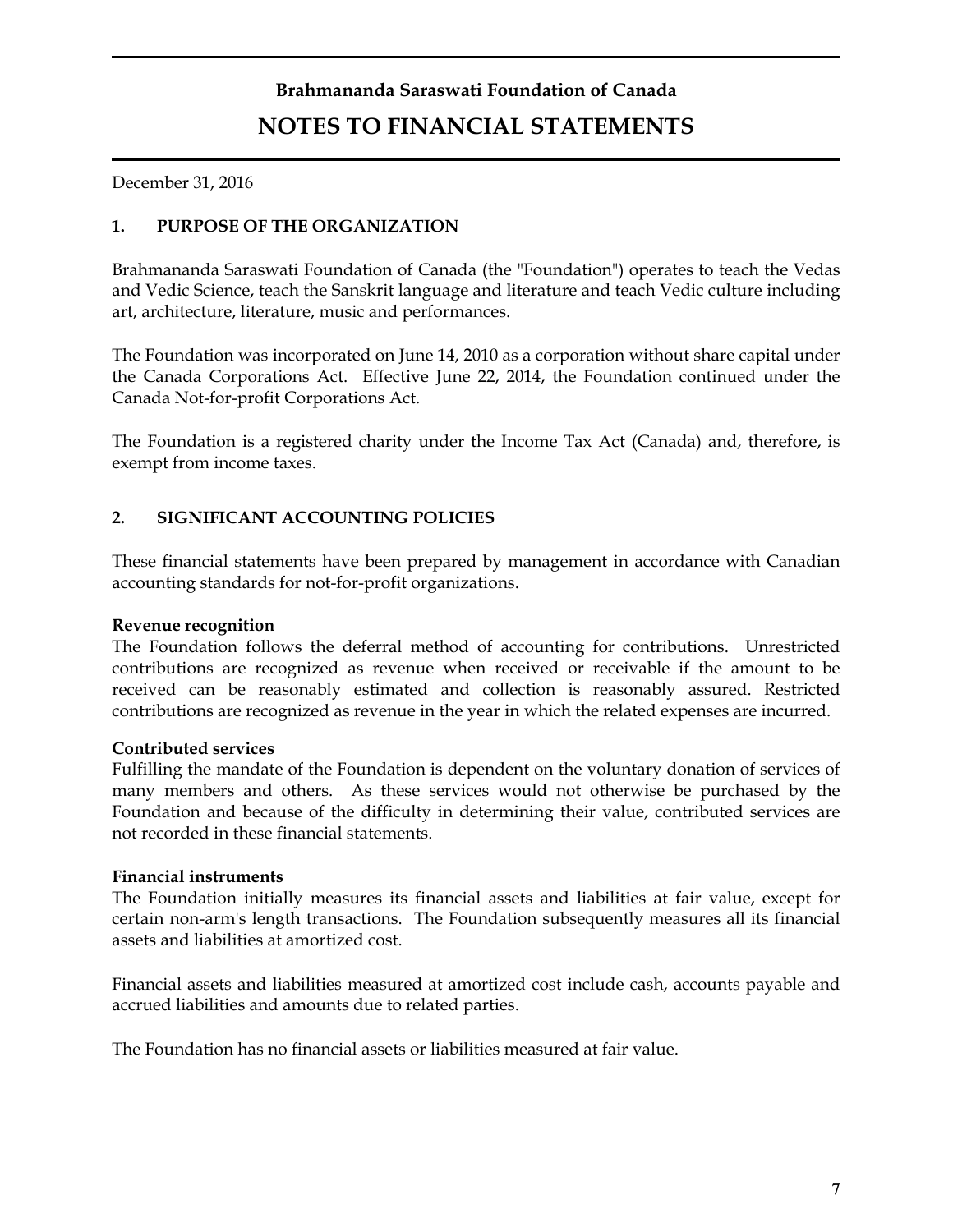# Brahmananda Saraswati Foundation of Canada

## NOTES TO FINANCIAL STATEMENTS

December 31, 2016

### 1. PURPOSE OF THE ORGANIZATION

Brahmananda Saraswati Foundation of Canada (the "Foundation") operates to teach the Vedas and Vedic Science, teach the Sanskrit language and literature and teach Vedic culture including art, architecture, literature, music and performances.

The Foundation was incorporated on June 14, 2010 as a corporation without share capital under the Canada Corporations Act. Effective June 22, 2014, the Foundation continued under the Canada Not-for-profit Corporations Act.

The Foundation is a registered charity under the Income Tax Act (Canada) and, therefore, is exempt from income taxes.

### 2. SIGNIFICANT ACCOUNTING POLICIES

These financial statements have been prepared by management in accordance with Canadian accounting standards for not-for-profit organizations.

**Revenue recognition**
The Foundation follows the deferral method of accounting for contributions. Unrestricted contributions are recognized as revenue when received or receivable if the amount to be received can be reasonably estimated and collection is reasonably assured. Restricted contributions are recognized as revenue in the year in which the related expenses are incurred.

**Contributed services**
Fulfilling the mandate of the Foundation is dependent on the voluntary donation of services of many members and others. As these services would not otherwise be purchased by the Foundation and because of the difficulty in determining their value, contributed services are not recorded in these financial statements.

**Financial instruments**
The Foundation initially measures its financial assets and liabilities at fair value, except for certain non-arm's length transactions. The Foundation subsequently measures all its financial assets and liabilities at amortized cost.

Financial assets and liabilities measured at amortized cost include cash, accounts payable and accrued liabilities and amounts due to related parties.

The Foundation has no financial assets or liabilities measured at fair value.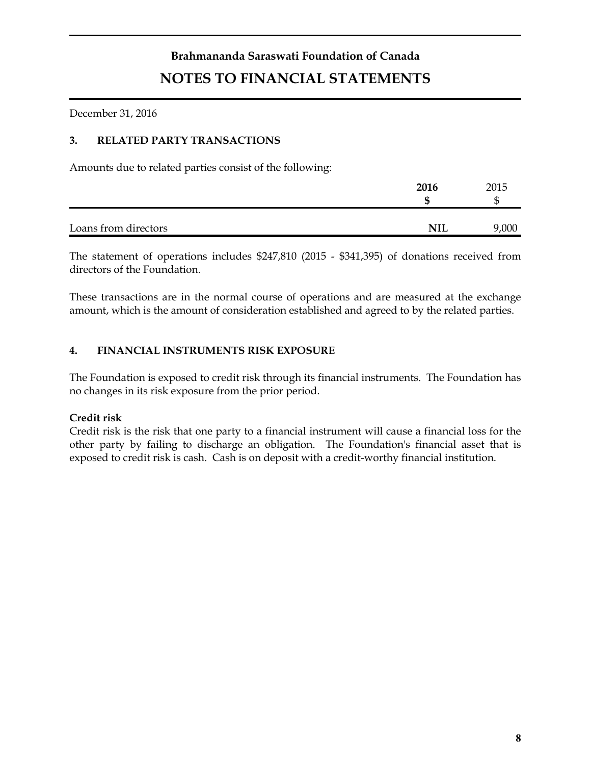# Brahmananda Saraswati Foundation of Canada

## NOTES TO FINANCIAL STATEMENTS

December 31, 2016

### 3. RELATED PARTY TRANSACTIONS

Amounts due to related parties consist of the following:

| | **2016** | 2015 |
|---|---|---|
| | **$** | $ |
| Loans from directors | **NIL** | 9,000 |

The statement of operations includes $247,810 (2015 - $341,395) of donations received from directors of the Foundation.

These transactions are in the normal course of operations and are measured at the exchange amount, which is the amount of consideration established and agreed to by the related parties.

### 4. FINANCIAL INSTRUMENTS RISK EXPOSURE

The Foundation is exposed to credit risk through its financial instruments. The Foundation has no changes in its risk exposure from the prior period.

**Credit risk**

Credit risk is the risk that one party to a financial instrument will cause a financial loss for the other party by failing to discharge an obligation. The Foundation's financial asset that is exposed to credit risk is cash. Cash is on deposit with a credit-worthy financial institution.